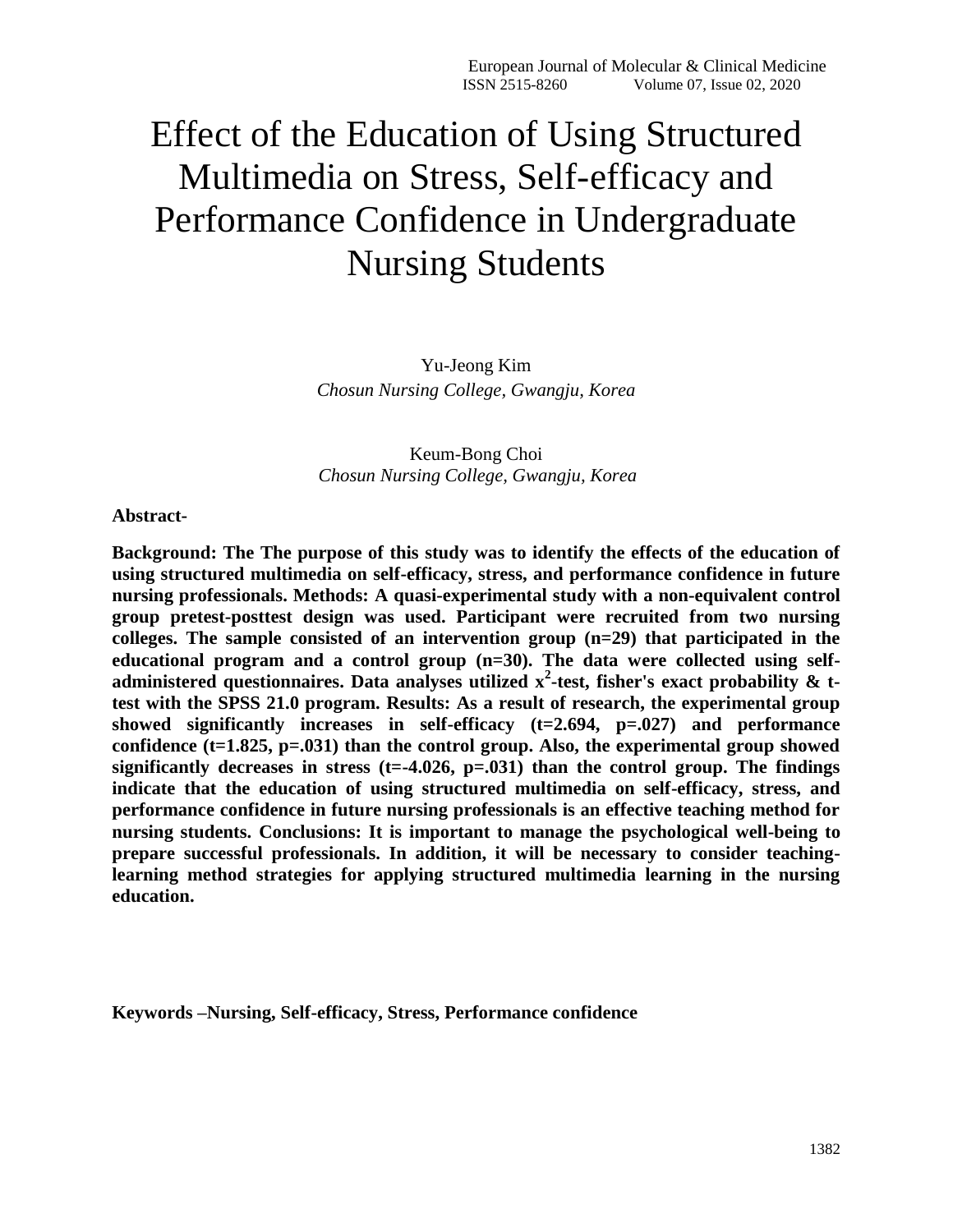# Effect of the Education of Using Structured Multimedia on Stress, Self-efficacy and Performance Confidence in Undergraduate Nursing Students

Yu-Jeong Kim
*Chosun Nursing College, Gwangju, Korea*

Keum-Bong Choi
*Chosun Nursing College, Gwangju, Korea*

**Abstract-**

**Background: The The purpose of this study was to identify the effects of the education of using structured multimedia on self-efficacy, stress, and performance confidence in future nursing professionals. Methods: A quasi-experimental study with a non-equivalent control group pretest-posttest design was used. Participant were recruited from two nursing colleges. The sample consisted of an intervention group (n=29) that participated in the educational program and a control group (n=30). The data were collected using self-administered questionnaires. Data analyses utilized $x^2$-test, fisher's exact probability & t-test with the SPSS 21.0 program. Results: As a result of research, the experimental group showed significantly increases in self-efficacy (t=2.694, p=.027) and performance confidence (t=1.825, p=.031) than the control group. Also, the experimental group showed significantly decreases in stress (t=-4.026, p=.031) than the control group. The findings indicate that the education of using structured multimedia on self-efficacy, stress, and performance confidence in future nursing professionals is an effective teaching method for nursing students. Conclusions: It is important to manage the psychological well-being to prepare successful professionals. In addition, it will be necessary to consider teaching-learning method strategies for applying structured multimedia learning in the nursing education.**

**Keywords –Nursing, Self-efficacy, Stress, Performance confidence**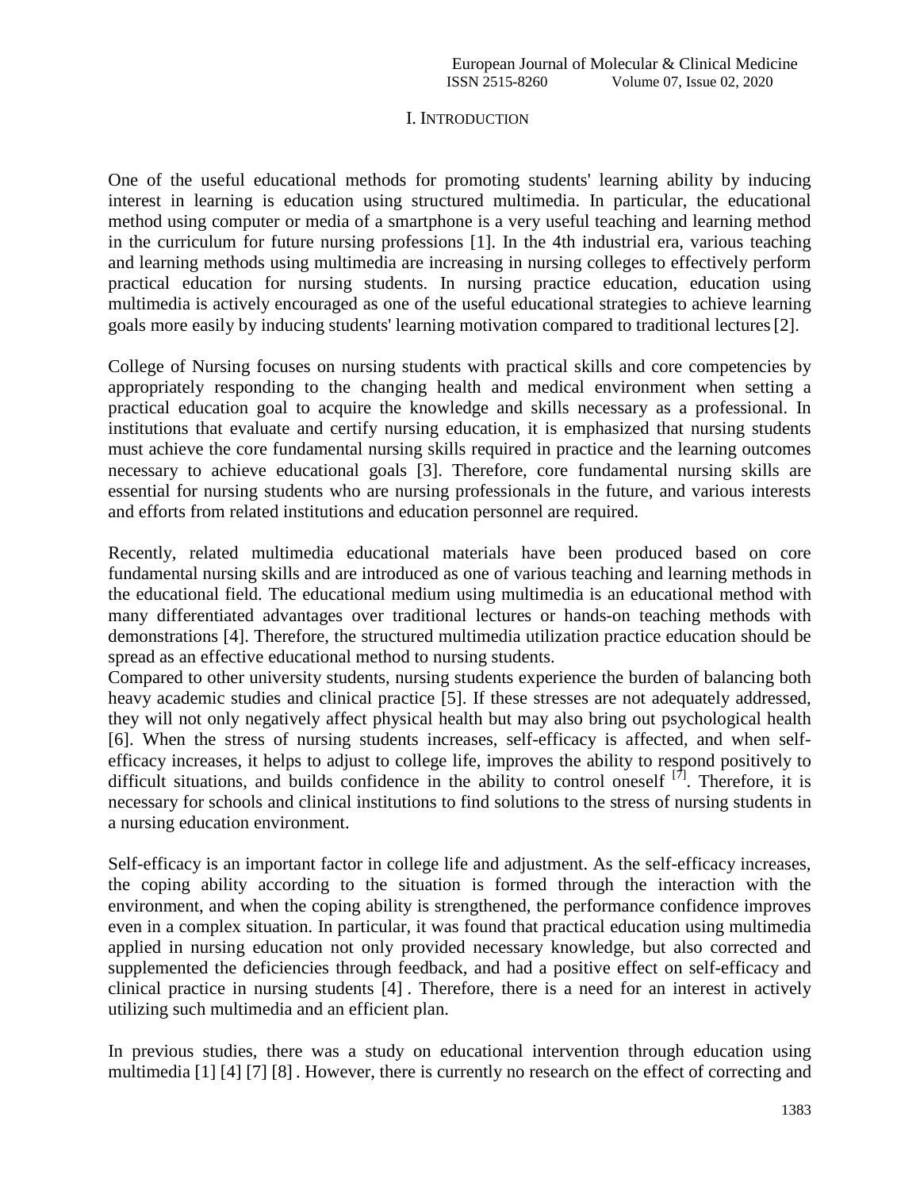# I. Introduction

One of the useful educational methods for promoting students' learning ability by inducing interest in learning is education using structured multimedia. In particular, the educational method using computer or media of a smartphone is a very useful teaching and learning method in the curriculum for future nursing professions [1]. In the 4th industrial era, various teaching and learning methods using multimedia are increasing in nursing colleges to effectively perform practical education for nursing students. In nursing practice education, education using multimedia is actively encouraged as one of the useful educational strategies to achieve learning goals more easily by inducing students' learning motivation compared to traditional lectures [2].

College of Nursing focuses on nursing students with practical skills and core competencies by appropriately responding to the changing health and medical environment when setting a practical education goal to acquire the knowledge and skills necessary as a professional. In institutions that evaluate and certify nursing education, it is emphasized that nursing students must achieve the core fundamental nursing skills required in practice and the learning outcomes necessary to achieve educational goals [3]. Therefore, core fundamental nursing skills are essential for nursing students who are nursing professionals in the future, and various interests and efforts from related institutions and education personnel are required.

Recently, related multimedia educational materials have been produced based on core fundamental nursing skills and are introduced as one of various teaching and learning methods in the educational field. The educational medium using multimedia is an educational method with many differentiated advantages over traditional lectures or hands-on teaching methods with demonstrations [4]. Therefore, the structured multimedia utilization practice education should be spread as an effective educational method to nursing students.

Compared to other university students, nursing students experience the burden of balancing both heavy academic studies and clinical practice [5]. If these stresses are not adequately addressed, they will not only negatively affect physical health but may also bring out psychological health [6]. When the stress of nursing students increases, self-efficacy is affected, and when self-efficacy increases, it helps to adjust to college life, improves the ability to respond positively to difficult situations, and builds confidence in the ability to control oneself [7]. Therefore, it is necessary for schools and clinical institutions to find solutions to the stress of nursing students in a nursing education environment.

Self-efficacy is an important factor in college life and adjustment. As the self-efficacy increases, the coping ability according to the situation is formed through the interaction with the environment, and when the coping ability is strengthened, the performance confidence improves even in a complex situation. In particular, it was found that practical education using multimedia applied in nursing education not only provided necessary knowledge, but also corrected and supplemented the deficiencies through feedback, and had a positive effect on self-efficacy and clinical practice in nursing students [4] . Therefore, there is a need for an interest in actively utilizing such multimedia and an efficient plan.

In previous studies, there was a study on educational intervention through education using multimedia [1] [4] [7] [8] . However, there is currently no research on the effect of correcting and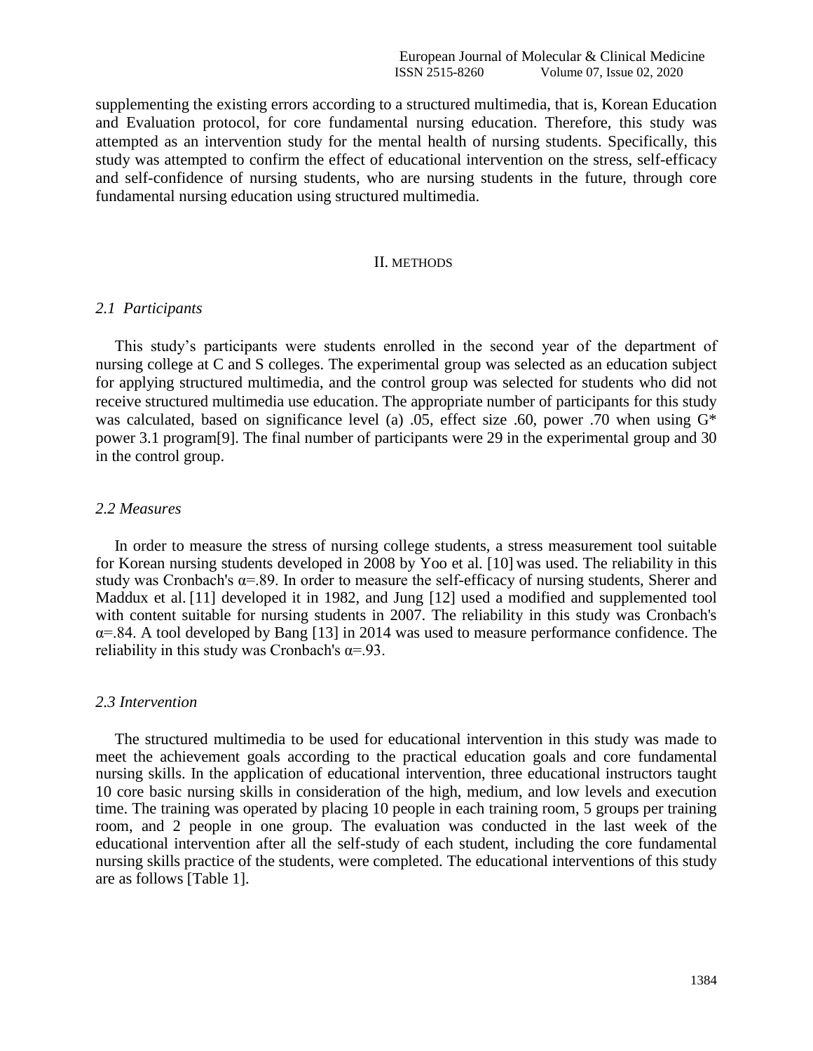supplementing the existing errors according to a structured multimedia, that is, Korean Education and Evaluation protocol, for core fundamental nursing education. Therefore, this study was attempted as an intervention study for the mental health of nursing students. Specifically, this study was attempted to confirm the effect of educational intervention on the stress, self-efficacy and self-confidence of nursing students, who are nursing students in the future, through core fundamental nursing education using structured multimedia.

## II. METHODS

### *2.1 Participants*

This study's participants were students enrolled in the second year of the department of nursing college at C and S colleges. The experimental group was selected as an education subject for applying structured multimedia, and the control group was selected for students who did not receive structured multimedia use education. The appropriate number of participants for this study was calculated, based on significance level (a) .05, effect size .60, power .70 when using G* power 3.1 program[9]. The final number of participants were 29 in the experimental group and 30 in the control group.

### *2.2 Measures*

In order to measure the stress of nursing college students, a stress measurement tool suitable for Korean nursing students developed in 2008 by Yoo et al. [10] was used. The reliability in this study was Cronbach's $\alpha$=.89. In order to measure the self-efficacy of nursing students, Sherer and Maddux et al. [11] developed it in 1982, and Jung [12] used a modified and supplemented tool with content suitable for nursing students in 2007. The reliability in this study was Cronbach's $\alpha$=.84. A tool developed by Bang [13] in 2014 was used to measure performance confidence. The reliability in this study was Cronbach's $\alpha$=.93.

### *2.3 Intervention*

The structured multimedia to be used for educational intervention in this study was made to meet the achievement goals according to the practical education goals and core fundamental nursing skills. In the application of educational intervention, three educational instructors taught 10 core basic nursing skills in consideration of the high, medium, and low levels and execution time. The training was operated by placing 10 people in each training room, 5 groups per training room, and 2 people in one group. The evaluation was conducted in the last week of the educational intervention after all the self-study of each student, including the core fundamental nursing skills practice of the students, were completed. The educational interventions of this study are as follows [Table 1].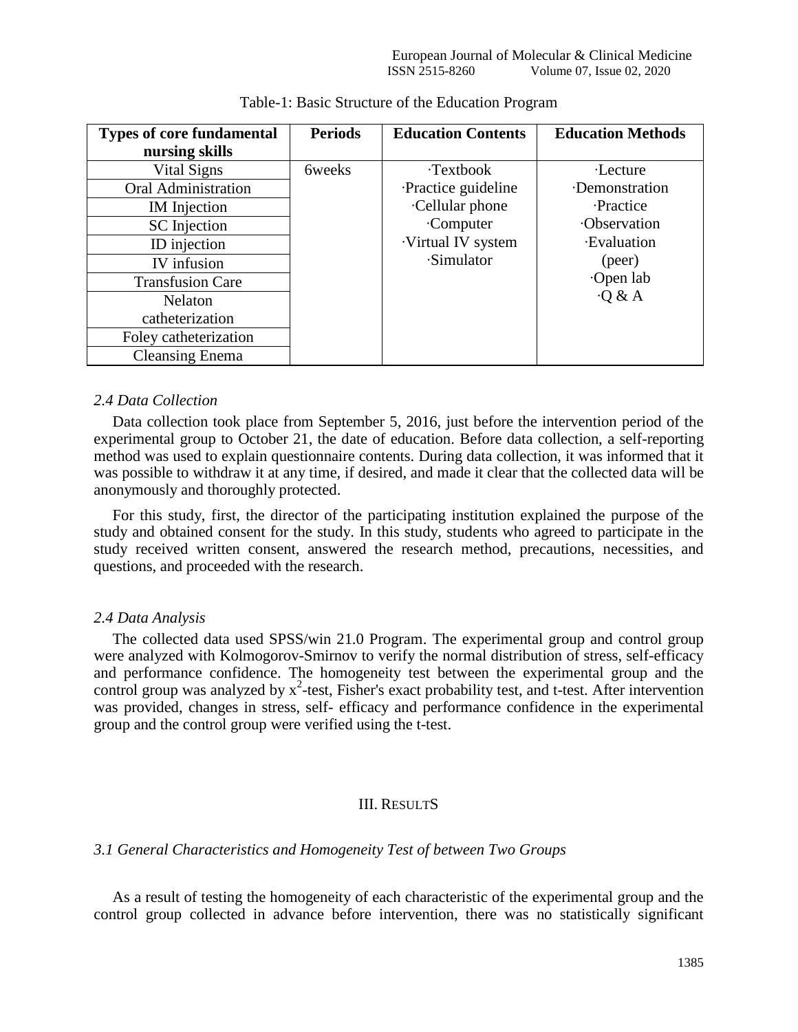Table-1: Basic Structure of the Education Program

| Types of core fundamental nursing skills | Periods | Education Contents | Education Methods |
|---|---|---|---|
| Vital Signs | 6weeks | ·Textbook<br>·Practice guideline<br>·Cellular phone<br>·Computer<br>·Virtual IV system<br>·Simulator | ·Lecture<br>·Demonstration<br>·Practice<br>·Observation<br>·Evaluation (peer)<br>·Open lab<br>·Q & A |
| Oral Administration | | | |
| IM Injection | | | |
| SC Injection | | | |
| ID injection | | | |
| IV infusion | | | |
| Transfusion Care | | | |
| Nelaton catheterization | | | |
| Foley catheterization | | | |
| Cleansing Enema | | | |

### *2.4 Data Collection*

Data collection took place from September 5, 2016, just before the intervention period of the experimental group to October 21, the date of education. Before data collection, a self-reporting method was used to explain questionnaire contents. During data collection, it was informed that it was possible to withdraw it at any time, if desired, and made it clear that the collected data will be anonymously and thoroughly protected.

For this study, first, the director of the participating institution explained the purpose of the study and obtained consent for the study. In this study, students who agreed to participate in the study received written consent, answered the research method, precautions, necessities, and questions, and proceeded with the research.

### *2.4 Data Analysis*

The collected data used SPSS/win 21.0 Program. The experimental group and control group were analyzed with Kolmogorov-Smirnov to verify the normal distribution of stress, self-efficacy and performance confidence. The homogeneity test between the experimental group and the control group was analyzed by $x^2$-test, Fisher's exact probability test, and t-test. After intervention was provided, changes in stress, self- efficacy and performance confidence in the experimental group and the control group were verified using the t-test.

## III. RESULTS

### *3.1 General Characteristics and Homogeneity Test of between Two Groups*

As a result of testing the homogeneity of each characteristic of the experimental group and the control group collected in advance before intervention, there was no statistically significant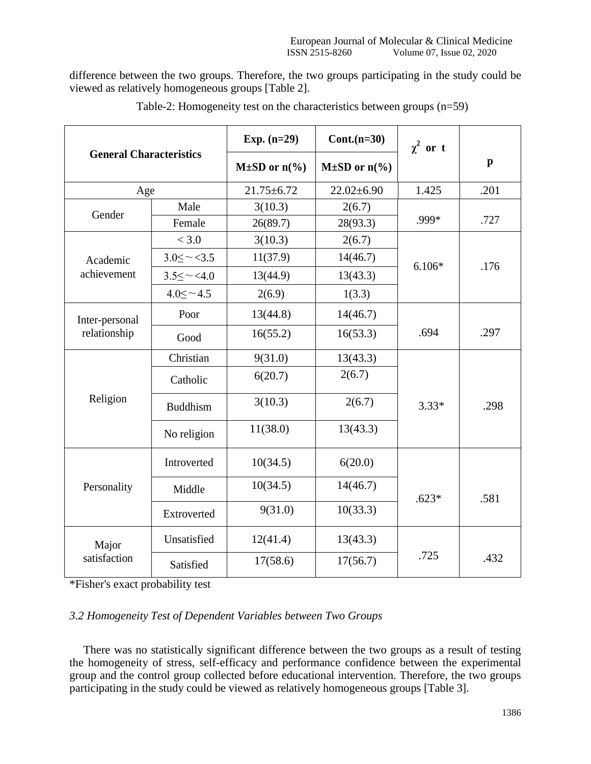difference between the two groups. Therefore, the two groups participating in the study could be viewed as relatively homogeneous groups [Table 2].

Table-2: Homogeneity test on the characteristics between groups (n=59)

| General Characteristics | | Exp. (n=29) | Cont.(n=30) | $\chi^2$ or t | p |
|---|---|---|---|---|---|
| | | M±SD or n(%) | M±SD or n(%) | | |
| Age | | 21.75±6.72 | 22.02±6.90 | 1.425 | .201 |
| Gender | Male | 3(10.3) | 2(6.7) | .999* | .727 |
| | Female | 26(89.7) | 28(93.3) | | |
| Academic achievement | < 3.0 | 3(10.3) | 2(6.7) | 6.106* | .176 |
| | 3.0≤~<3.5 | 11(37.9) | 14(46.7) | | |
| | 3.5≤~<4.0 | 13(44.9) | 13(43.3) | | |
| | 4.0≤~4.5 | 2(6.9) | 1(3.3) | | |
| Inter-personal relationship | Poor | 13(44.8) | 14(46.7) | .694 | .297 |
| | Good | 16(55.2) | 16(53.3) | | |
| Religion | Christian | 9(31.0) | 13(43.3) | 3.33* | .298 |
| | Catholic | 6(20.7) | 2(6.7) | | |
| | Buddhism | 3(10.3) | 2(6.7) | | |
| | No religion | 11(38.0) | 13(43.3) | | |
| Personality | Introverted | 10(34.5) | 6(20.0) | .623* | .581 |
| | Middle | 10(34.5) | 14(46.7) | | |
| | Extroverted | 9(31.0) | 10(33.3) | | |
| Major satisfaction | Unsatisfied | 12(41.4) | 13(43.3) | .725 | .432 |
| | Satisfied | 17(58.6) | 17(56.7) | | |

*Fisher's exact probability test

### *3.2 Homogeneity Test of Dependent Variables between Two Groups*

There was no statistically significant difference between the two groups as a result of testing the homogeneity of stress, self-efficacy and performance confidence between the experimental group and the control group collected before educational intervention. Therefore, the two groups participating in the study could be viewed as relatively homogeneous groups [Table 3].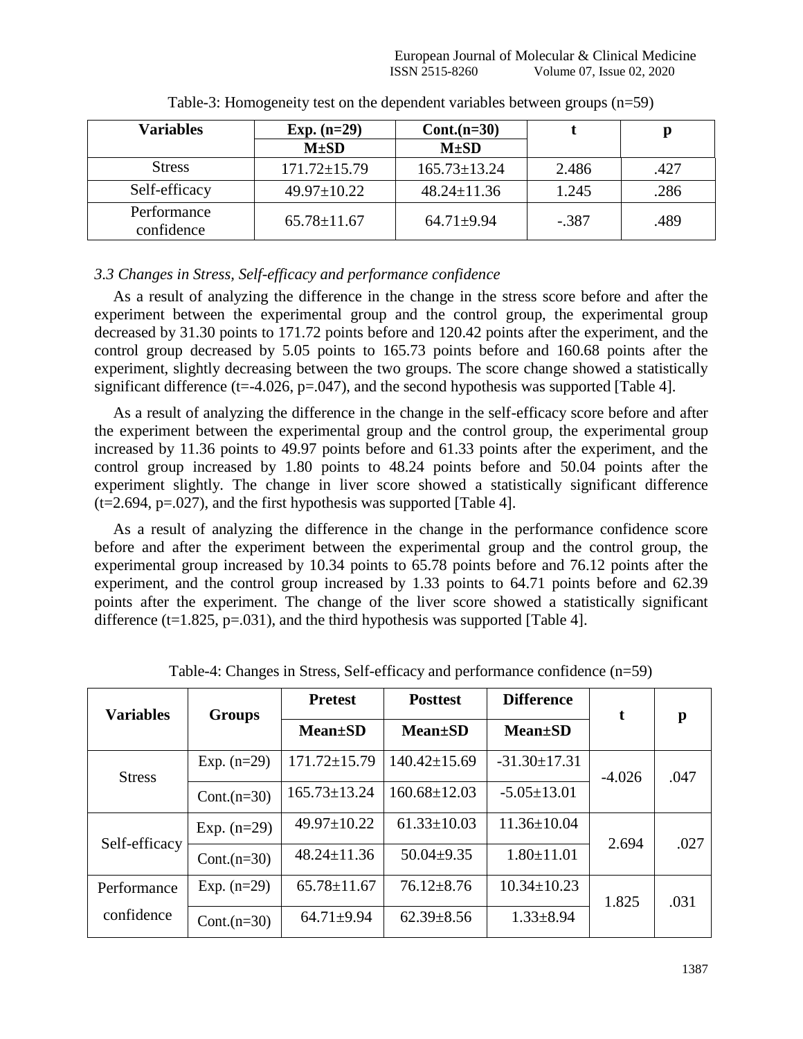Table-3: Homogeneity test on the dependent variables between groups (n=59)

| Variables | Exp. (n=29) | Cont.(n=30) | t | p |
|---|---|---|---|---|
| | M±SD | M±SD | | |
| Stress | 171.72±15.79 | 165.73±13.24 | 2.486 | .427 |
| Self-efficacy | 49.97±10.22 | 48.24±11.36 | 1.245 | .286 |
| Performance confidence | 65.78±11.67 | 64.71±9.94 | -.387 | .489 |

*3.3 Changes in Stress, Self-efficacy and performance confidence*

As a result of analyzing the difference in the change in the stress score before and after the experiment between the experimental group and the control group, the experimental group decreased by 31.30 points to 171.72 points before and 120.42 points after the experiment, and the control group decreased by 5.05 points to 165.73 points before and 160.68 points after the experiment, slightly decreasing between the two groups. The score change showed a statistically significant difference (t=-4.026, p=.047), and the second hypothesis was supported [Table 4].

As a result of analyzing the difference in the change in the self-efficacy score before and after the experiment between the experimental group and the control group, the experimental group increased by 11.36 points to 49.97 points before and 61.33 points after the experiment, and the control group increased by 1.80 points to 48.24 points before and 50.04 points after the experiment slightly. The change in liver score showed a statistically significant difference (t=2.694, p=.027), and the first hypothesis was supported [Table 4].

As a result of analyzing the difference in the change in the performance confidence score before and after the experiment between the experimental group and the control group, the experimental group increased by 10.34 points to 65.78 points before and 76.12 points after the experiment, and the control group increased by 1.33 points to 64.71 points before and 62.39 points after the experiment. The change of the liver score showed a statistically significant difference (t=1.825, p=.031), and the third hypothesis was supported [Table 4].

Table-4: Changes in Stress, Self-efficacy and performance confidence (n=59)

| Variables | Groups | Pretest | Posttest | Difference | t | p |
|---|---|---|---|---|---|---|
| | | Mean±SD | Mean±SD | Mean±SD | | |
| Stress | Exp. (n=29) | 171.72±15.79 | 140.42±15.69 | -31.30±17.31 | -4.026 | .047 |
| | Cont.(n=30) | 165.73±13.24 | 160.68±12.03 | -5.05±13.01 | | |
| Self-efficacy | Exp. (n=29) | 49.97±10.22 | 61.33±10.03 | 11.36±10.04 | 2.694 | .027 |
| | Cont.(n=30) | 48.24±11.36 | 50.04±9.35 | 1.80±11.01 | | |
| Performance confidence | Exp. (n=29) | 65.78±11.67 | 76.12±8.76 | 10.34±10.23 | 1.825 | .031 |
| | Cont.(n=30) | 64.71±9.94 | 62.39±8.56 | 1.33±8.94 | | |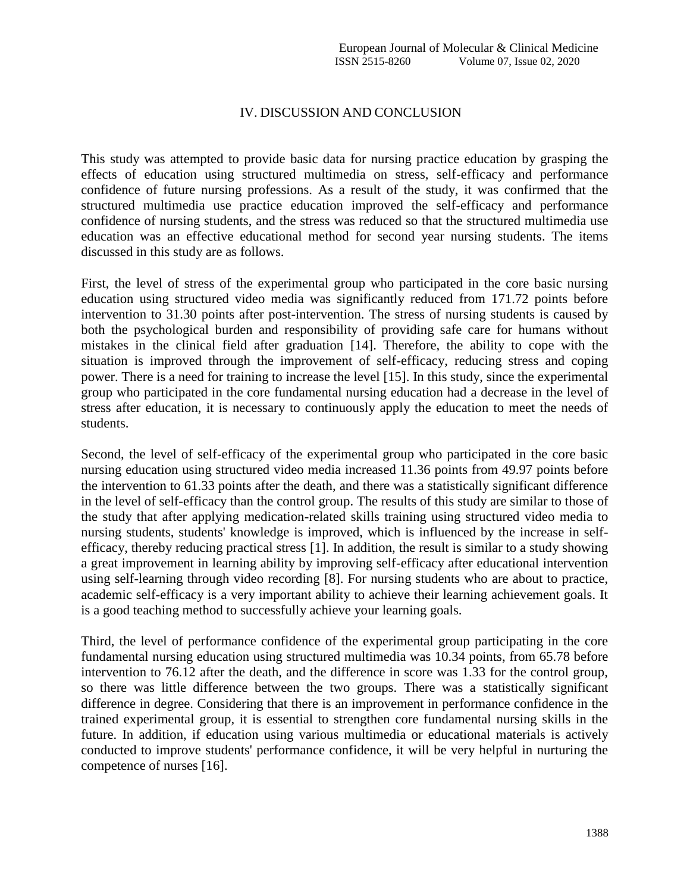## IV. DISCUSSION AND CONCLUSION

This study was attempted to provide basic data for nursing practice education by grasping the effects of education using structured multimedia on stress, self-efficacy and performance confidence of future nursing professions. As a result of the study, it was confirmed that the structured multimedia use practice education improved the self-efficacy and performance confidence of nursing students, and the stress was reduced so that the structured multimedia use education was an effective educational method for second year nursing students. The items discussed in this study are as follows.

First, the level of stress of the experimental group who participated in the core basic nursing education using structured video media was significantly reduced from 171.72 points before intervention to 31.30 points after post-intervention. The stress of nursing students is caused by both the psychological burden and responsibility of providing safe care for humans without mistakes in the clinical field after graduation [14]. Therefore, the ability to cope with the situation is improved through the improvement of self-efficacy, reducing stress and coping power. There is a need for training to increase the level [15]. In this study, since the experimental group who participated in the core fundamental nursing education had a decrease in the level of stress after education, it is necessary to continuously apply the education to meet the needs of students.

Second, the level of self-efficacy of the experimental group who participated in the core basic nursing education using structured video media increased 11.36 points from 49.97 points before the intervention to 61.33 points after the death, and there was a statistically significant difference in the level of self-efficacy than the control group. The results of this study are similar to those of the study that after applying medication-related skills training using structured video media to nursing students, students' knowledge is improved, which is influenced by the increase in self-efficacy, thereby reducing practical stress [1]. In addition, the result is similar to a study showing a great improvement in learning ability by improving self-efficacy after educational intervention using self-learning through video recording [8]. For nursing students who are about to practice, academic self-efficacy is a very important ability to achieve their learning achievement goals. It is a good teaching method to successfully achieve your learning goals.

Third, the level of performance confidence of the experimental group participating in the core fundamental nursing education using structured multimedia was 10.34 points, from 65.78 before intervention to 76.12 after the death, and the difference in score was 1.33 for the control group, so there was little difference between the two groups. There was a statistically significant difference in degree. Considering that there is an improvement in performance confidence in the trained experimental group, it is essential to strengthen core fundamental nursing skills in the future. In addition, if education using various multimedia or educational materials is actively conducted to improve students' performance confidence, it will be very helpful in nurturing the competence of nurses [16].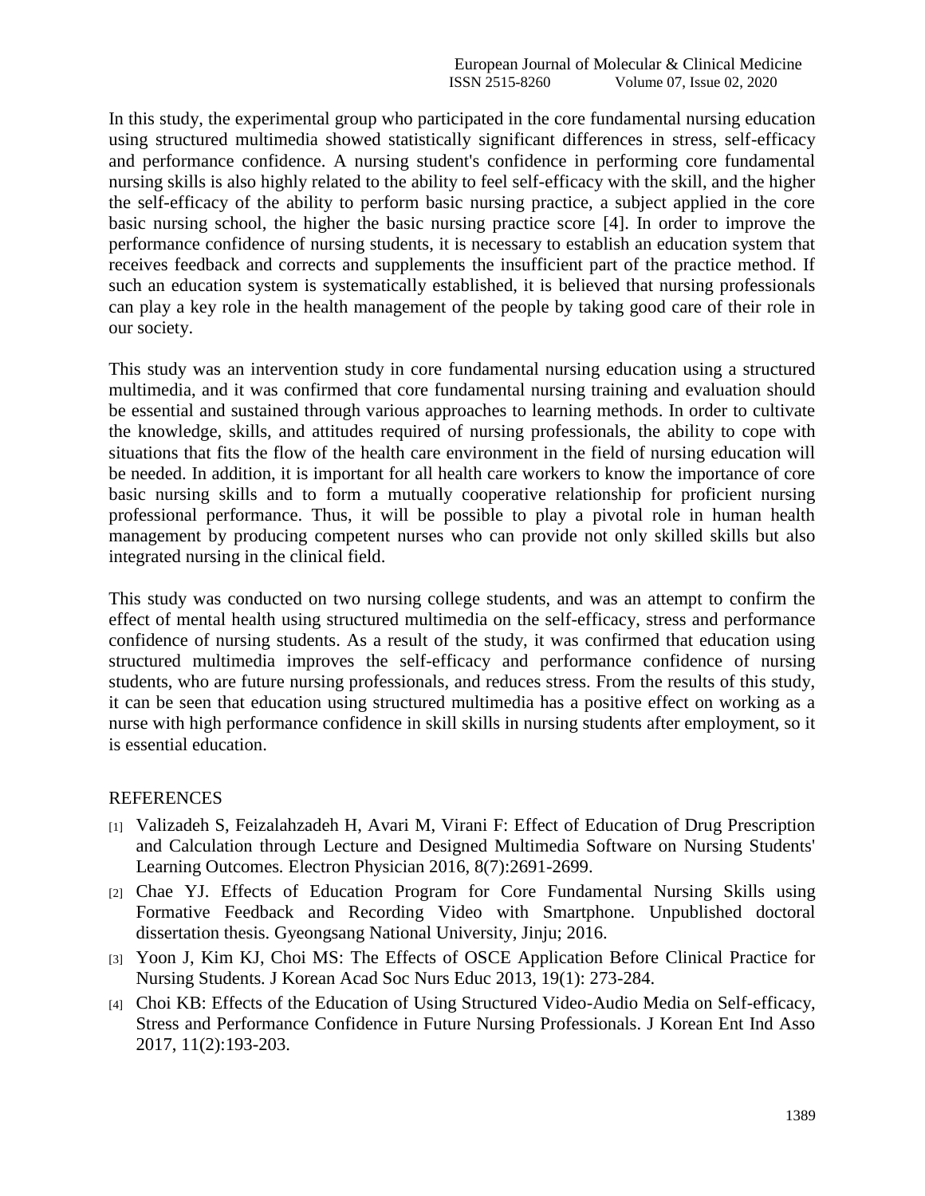In this study, the experimental group who participated in the core fundamental nursing education using structured multimedia showed statistically significant differences in stress, self-efficacy and performance confidence. A nursing student's confidence in performing core fundamental nursing skills is also highly related to the ability to feel self-efficacy with the skill, and the higher the self-efficacy of the ability to perform basic nursing practice, a subject applied in the core basic nursing school, the higher the basic nursing practice score [4]. In order to improve the performance confidence of nursing students, it is necessary to establish an education system that receives feedback and corrects and supplements the insufficient part of the practice method. If such an education system is systematically established, it is believed that nursing professionals can play a key role in the health management of the people by taking good care of their role in our society.

This study was an intervention study in core fundamental nursing education using a structured multimedia, and it was confirmed that core fundamental nursing training and evaluation should be essential and sustained through various approaches to learning methods. In order to cultivate the knowledge, skills, and attitudes required of nursing professionals, the ability to cope with situations that fits the flow of the health care environment in the field of nursing education will be needed. In addition, it is important for all health care workers to know the importance of core basic nursing skills and to form a mutually cooperative relationship for proficient nursing professional performance. Thus, it will be possible to play a pivotal role in human health management by producing competent nurses who can provide not only skilled skills but also integrated nursing in the clinical field.

This study was conducted on two nursing college students, and was an attempt to confirm the effect of mental health using structured multimedia on the self-efficacy, stress and performance confidence of nursing students. As a result of the study, it was confirmed that education using structured multimedia improves the self-efficacy and performance confidence of nursing students, who are future nursing professionals, and reduces stress. From the results of this study, it can be seen that education using structured multimedia has a positive effect on working as a nurse with high performance confidence in skill skills in nursing students after employment, so it is essential education.

## REFERENCES

[1] Valizadeh S, Feizalahzadeh H, Avari M, Virani F: Effect of Education of Drug Prescription and Calculation through Lecture and Designed Multimedia Software on Nursing Students' Learning Outcomes. Electron Physician 2016, 8(7):2691-2699.

[2] Chae YJ. Effects of Education Program for Core Fundamental Nursing Skills using Formative Feedback and Recording Video with Smartphone. Unpublished doctoral dissertation thesis. Gyeongsang National University, Jinju; 2016.

[3] Yoon J, Kim KJ, Choi MS: The Effects of OSCE Application Before Clinical Practice for Nursing Students. J Korean Acad Soc Nurs Educ 2013, 19(1): 273-284.

[4] Choi KB: Effects of the Education of Using Structured Video-Audio Media on Self-efficacy, Stress and Performance Confidence in Future Nursing Professionals. J Korean Ent Ind Asso 2017, 11(2):193-203.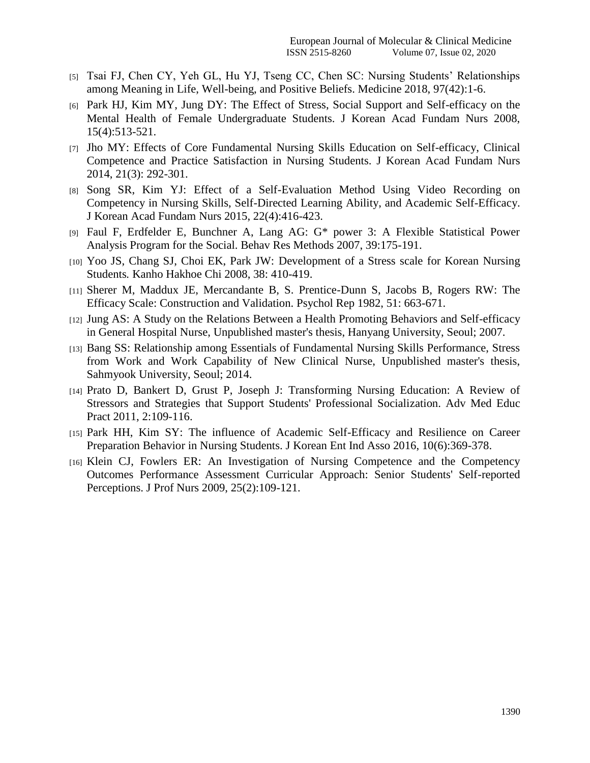[5] Tsai FJ, Chen CY, Yeh GL, Hu YJ, Tseng CC, Chen SC: Nursing Students' Relationships among Meaning in Life, Well-being, and Positive Beliefs. Medicine 2018, 97(42):1-6.

[6] Park HJ, Kim MY, Jung DY: The Effect of Stress, Social Support and Self-efficacy on the Mental Health of Female Undergraduate Students. J Korean Acad Fundam Nurs 2008, 15(4):513-521.

[7] Jho MY: Effects of Core Fundamental Nursing Skills Education on Self-efficacy, Clinical Competence and Practice Satisfaction in Nursing Students. J Korean Acad Fundam Nurs 2014, 21(3): 292-301.

[8] Song SR, Kim YJ: Effect of a Self-Evaluation Method Using Video Recording on Competency in Nursing Skills, Self-Directed Learning Ability, and Academic Self-Efficacy. J Korean Acad Fundam Nurs 2015, 22(4):416-423.

[9] Faul F, Erdfelder E, Bunchner A, Lang AG: G* power 3: A Flexible Statistical Power Analysis Program for the Social. Behav Res Methods 2007, 39:175-191.

[10] Yoo JS, Chang SJ, Choi EK, Park JW: Development of a Stress scale for Korean Nursing Students*.* Kanho Hakhoe Chi 2008, 38: 410-419.

[11] Sherer M, Maddux JE, Mercandante B, S. Prentice-Dunn S, Jacobs B, Rogers RW: The Efficacy Scale: Construction and Validation. Psychol Rep 1982, 51: 663-671.

[12] Jung AS: A Study on the Relations Between a Health Promoting Behaviors and Self-efficacy in General Hospital Nurse, Unpublished master's thesis, Hanyang University, Seoul; 2007.

[13] Bang SS: Relationship among Essentials of Fundamental Nursing Skills Performance, Stress from Work and Work Capability of New Clinical Nurse, Unpublished master's thesis, Sahmyook University, Seoul; 2014.

[14] Prato D, Bankert D, Grust P, Joseph J: Transforming Nursing Education: A Review of Stressors and Strategies that Support Students' Professional Socialization. Adv Med Educ Pract 2011, 2:109-116.

[15] Park HH, Kim SY: The influence of Academic Self-Efficacy and Resilience on Career Preparation Behavior in Nursing Students. J Korean Ent Ind Asso 2016, 10(6):369-378.

[16] Klein CJ, Fowlers ER: An Investigation of Nursing Competence and the Competency Outcomes Performance Assessment Curricular Approach: Senior Students' Self-reported Perceptions. J Prof Nurs 2009, 25(2):109-121.